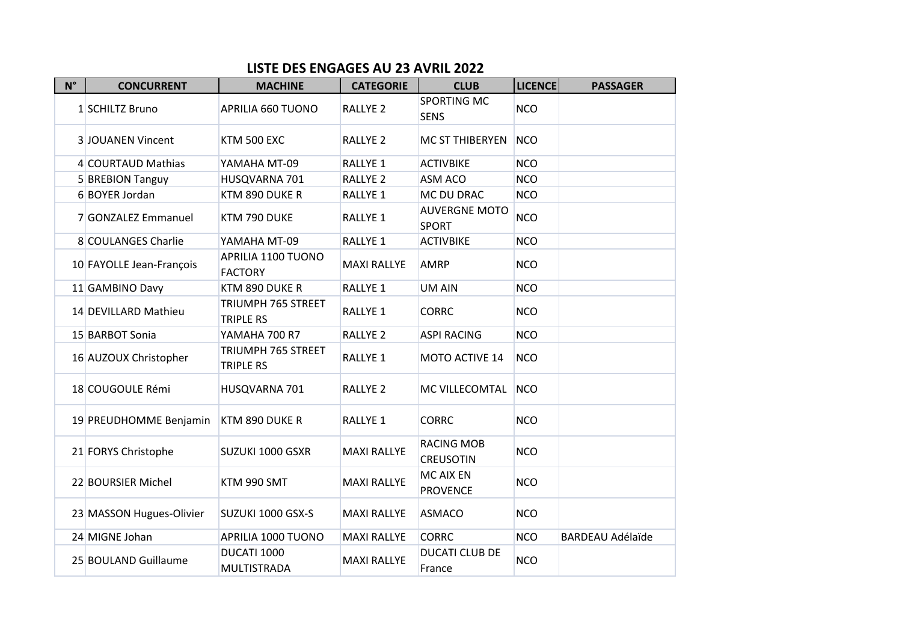# LISTE DES ENGAGES AU 23 AVRIL 2022

| N° | CONCURRENT | MACHINE | CATEGORIE | CLUB | LICENCE | PASSAGER |
|---|---|---|---|---|---|---|
| 1 | SCHILTZ Bruno | APRILIA 660 TUONO | RALLYE 2 | SPORTING MC SENS | NCO | |
| 3 | JOUANEN Vincent | KTM 500 EXC | RALLYE 2 | MC ST THIBERYEN | NCO | |
| 4 | COURTAUD Mathias | YAMAHA MT-09 | RALLYE 1 | ACTIVBIKE | NCO | |
| 5 | BREBION Tanguy | HUSQVARNA 701 | RALLYE 2 | ASM ACO | NCO | |
| 6 | BOYER Jordan | KTM 890 DUKE R | RALLYE 1 | MC DU DRAC | NCO | |
| 7 | GONZALEZ Emmanuel | KTM 790 DUKE | RALLYE 1 | AUVERGNE MOTO SPORT | NCO | |
| 8 | COULANGES Charlie | YAMAHA MT-09 | RALLYE 1 | ACTIVBIKE | NCO | |
| 10 | FAYOLLE Jean-François | APRILIA 1100 TUONO FACTORY | MAXI RALLYE | AMRP | NCO | |
| 11 | GAMBINO Davy | KTM 890 DUKE R | RALLYE 1 | UM AIN | NCO | |
| 14 | DEVILLARD Mathieu | TRIUMPH 765 STREET TRIPLE RS | RALLYE 1 | CORRC | NCO | |
| 15 | BARBOT Sonia | YAMAHA 700 R7 | RALLYE 2 | ASPI RACING | NCO | |
| 16 | AUZOUX Christopher | TRIUMPH 765 STREET TRIPLE RS | RALLYE 1 | MOTO ACTIVE 14 | NCO | |
| 18 | COUGOULE Rémi | HUSQVARNA 701 | RALLYE 2 | MC VILLECOMTAL | NCO | |
| 19 | PREUDHOMME Benjamin | KTM 890 DUKE R | RALLYE 1 | CORRC | NCO | |
| 21 | FORYS Christophe | SUZUKI 1000 GSXR | MAXI RALLYE | RACING MOB CREUSOTIN | NCO | |
| 22 | BOURSIER Michel | KTM 990 SMT | MAXI RALLYE | MC AIX EN PROVENCE | NCO | |
| 23 | MASSON Hugues-Olivier | SUZUKI 1000 GSX-S | MAXI RALLYE | ASMACO | NCO | |
| 24 | MIGNE Johan | APRILIA 1000 TUONO | MAXI RALLYE | CORRC | NCO | BARDEAU Adélaïde |
| 25 | BOULAND Guillaume | DUCATI 1000 MULTISTRADA | MAXI RALLYE | DUCATI CLUB DE France | NCO | |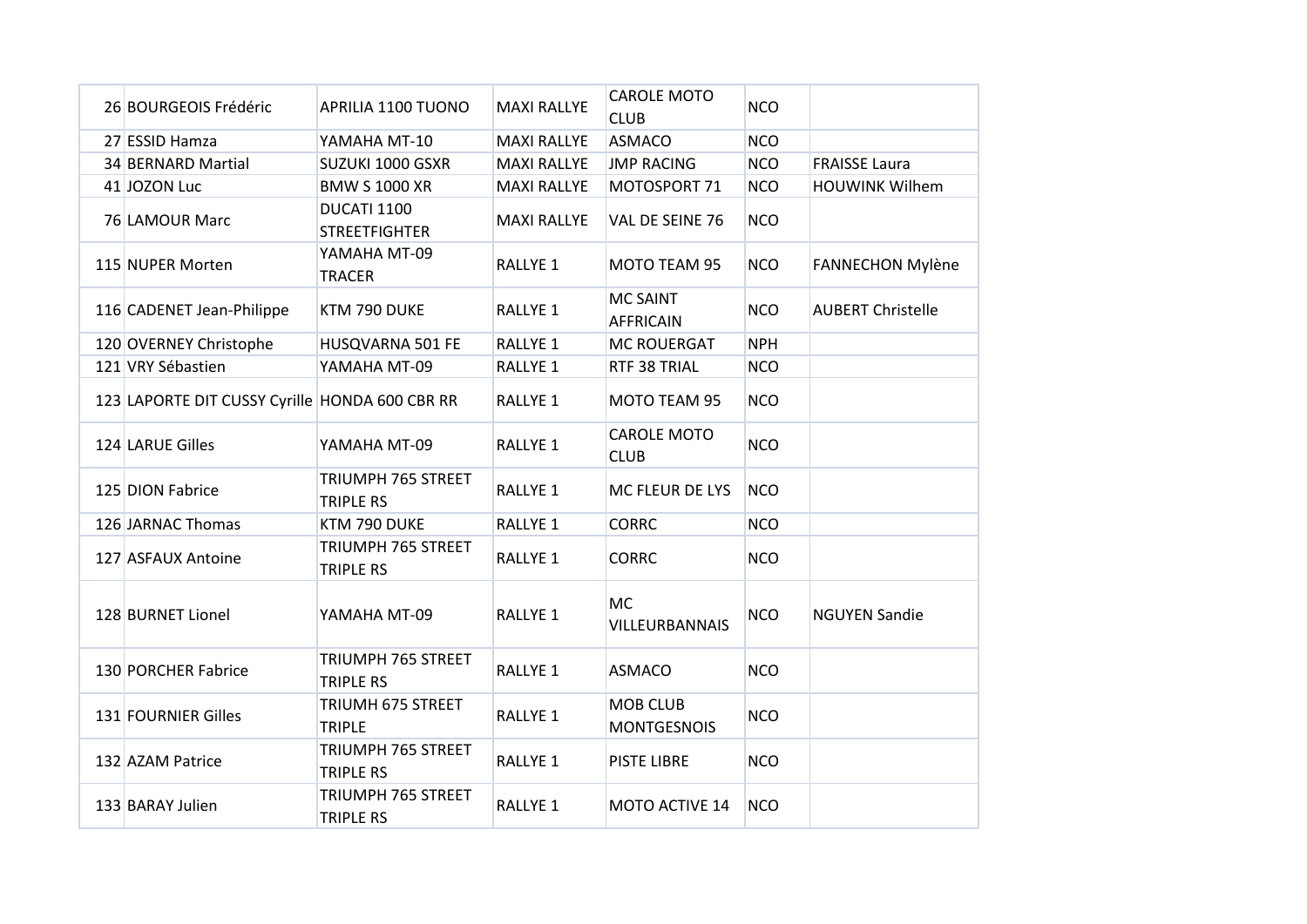| | | | | | | |
|---|---|---|---|---|---|---|
| 26 | BOURGEOIS Frédéric | APRILIA 1100 TUONO | MAXI RALLYE | CAROLE MOTO CLUB | NCO | |
| 27 | ESSID Hamza | YAMAHA MT-10 | MAXI RALLYE | ASMACO | NCO | |
| 34 | BERNARD Martial | SUZUKI 1000 GSXR | MAXI RALLYE | JMP RACING | NCO | FRAISSE Laura |
| 41 | JOZON Luc | BMW S 1000 XR | MAXI RALLYE | MOTOSPORT 71 | NCO | HOUWINK Wilhem |
| 76 | LAMOUR Marc | DUCATI 1100 STREETFIGHTER | MAXI RALLYE | VAL DE SEINE 76 | NCO | |
| 115 | NUPER Morten | YAMAHA MT-09 TRACER | RALLYE 1 | MOTO TEAM 95 | NCO | FANNECHON Mylène |
| 116 | CADENET Jean-Philippe | KTM 790 DUKE | RALLYE 1 | MC SAINT AFFRICAIN | NCO | AUBERT Christelle |
| 120 | OVERNEY Christophe | HUSQVARNA 501 FE | RALLYE 1 | MC ROUERGAT | NPH | |
| 121 | VRY Sébastien | YAMAHA MT-09 | RALLYE 1 | RTF 38 TRIAL | NCO | |
| 123 | LAPORTE DIT CUSSY Cyrille | HONDA 600 CBR RR | RALLYE 1 | MOTO TEAM 95 | NCO | |
| 124 | LARUE Gilles | YAMAHA MT-09 | RALLYE 1 | CAROLE MOTO CLUB | NCO | |
| 125 | DION Fabrice | TRIUMPH 765 STREET TRIPLE RS | RALLYE 1 | MC FLEUR DE LYS | NCO | |
| 126 | JARNAC Thomas | KTM 790 DUKE | RALLYE 1 | CORRC | NCO | |
| 127 | ASFAUX Antoine | TRIUMPH 765 STREET TRIPLE RS | RALLYE 1 | CORRC | NCO | |
| 128 | BURNET Lionel | YAMAHA MT-09 | RALLYE 1 | MC VILLEURBANNAIS | NCO | NGUYEN Sandie |
| 130 | PORCHER Fabrice | TRIUMPH 765 STREET TRIPLE RS | RALLYE 1 | ASMACO | NCO | |
| 131 | FOURNIER Gilles | TRIUMH 675 STREET TRIPLE | RALLYE 1 | MOB CLUB MONTGESNOIS | NCO | |
| 132 | AZAM Patrice | TRIUMPH 765 STREET TRIPLE RS | RALLYE 1 | PISTE LIBRE | NCO | |
| 133 | BARAY Julien | TRIUMPH 765 STREET TRIPLE RS | RALLYE 1 | MOTO ACTIVE 14 | NCO | |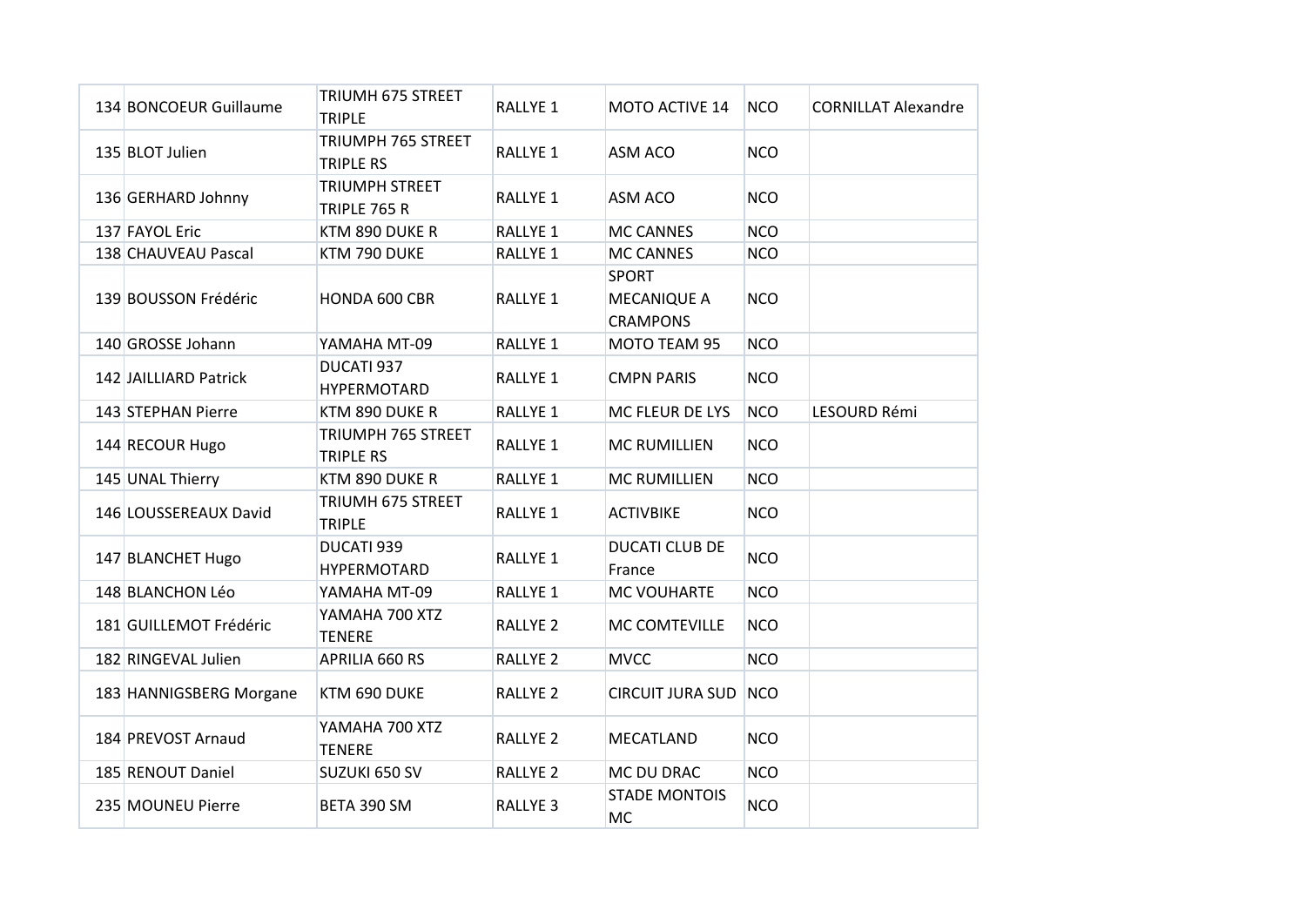| | | | | | | |
|---|---|---|---|---|---|---|
| 134 | BONCOEUR Guillaume | TRIUMH 675 STREET TRIPLE | RALLYE 1 | MOTO ACTIVE 14 | NCO | CORNILLAT Alexandre |
| 135 | BLOT Julien | TRIUMPH 765 STREET TRIPLE RS | RALLYE 1 | ASM ACO | NCO | |
| 136 | GERHARD Johnny | TRIUMPH STREET TRIPLE 765 R | RALLYE 1 | ASM ACO | NCO | |
| 137 | FAYOL Eric | KTM 890 DUKE R | RALLYE 1 | MC CANNES | NCO | |
| 138 | CHAUVEAU Pascal | KTM 790 DUKE | RALLYE 1 | MC CANNES | NCO | |
| 139 | BOUSSON Frédéric | HONDA 600 CBR | RALLYE 1 | SPORT MECANIQUE A CRAMPONS | NCO | |
| 140 | GROSSE Johann | YAMAHA MT-09 | RALLYE 1 | MOTO TEAM 95 | NCO | |
| 142 | JAILLIARD Patrick | DUCATI 937 HYPERMOTARD | RALLYE 1 | CMPN PARIS | NCO | |
| 143 | STEPHAN Pierre | KTM 890 DUKE R | RALLYE 1 | MC FLEUR DE LYS | NCO | LESOURD Rémi |
| 144 | RECOUR Hugo | TRIUMPH 765 STREET TRIPLE RS | RALLYE 1 | MC RUMILLIEN | NCO | |
| 145 | UNAL Thierry | KTM 890 DUKE R | RALLYE 1 | MC RUMILLIEN | NCO | |
| 146 | LOUSSEREAUX David | TRIUMH 675 STREET TRIPLE | RALLYE 1 | ACTIVBIKE | NCO | |
| 147 | BLANCHET Hugo | DUCATI 939 HYPERMOTARD | RALLYE 1 | DUCATI CLUB DE France | NCO | |
| 148 | BLANCHON Léo | YAMAHA MT-09 | RALLYE 1 | MC VOUHARTE | NCO | |
| 181 | GUILLEMOT Frédéric | YAMAHA 700 XTZ TENERE | RALLYE 2 | MC COMTEVILLE | NCO | |
| 182 | RINGEVAL Julien | APRILIA 660 RS | RALLYE 2 | MVCC | NCO | |
| 183 | HANNIGSBERG Morgane | KTM 690 DUKE | RALLYE 2 | CIRCUIT JURA SUD | NCO | |
| 184 | PREVOST Arnaud | YAMAHA 700 XTZ TENERE | RALLYE 2 | MECATLAND | NCO | |
| 185 | RENOUT Daniel | SUZUKI 650 SV | RALLYE 2 | MC DU DRAC | NCO | |
| 235 | MOUNEU Pierre | BETA 390 SM | RALLYE 3 | STADE MONTOIS MC | NCO | |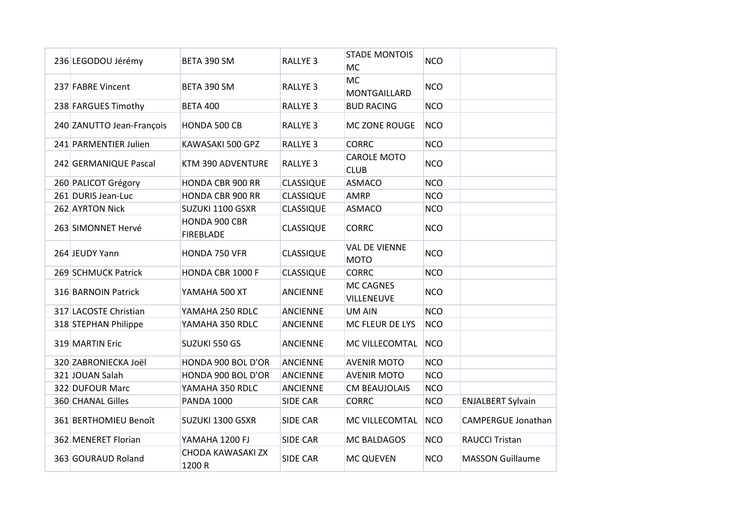| | | | | | | |
|---|---|---|---|---|---|---|
| 236 | LEGODOU Jérémy | BETA 390 SM | RALLYE 3 | STADE MONTOIS MC | NCO | |
| 237 | FABRE Vincent | BETA 390 SM | RALLYE 3 | MC MONTGAILLARD | NCO | |
| 238 | FARGUES Timothy | BETA 400 | RALLYE 3 | BUD RACING | NCO | |
| 240 | ZANUTTO Jean-François | HONDA 500 CB | RALLYE 3 | MC ZONE ROUGE | NCO | |
| 241 | PARMENTIER Julien | KAWASAKI 500 GPZ | RALLYE 3 | CORRC | NCO | |
| 242 | GERMANIQUE Pascal | KTM 390 ADVENTURE | RALLYE 3 | CAROLE MOTO CLUB | NCO | |
| 260 | PALICOT Grégory | HONDA CBR 900 RR | CLASSIQUE | ASMACO | NCO | |
| 261 | DURIS Jean-Luc | HONDA CBR 900 RR | CLASSIQUE | AMRP | NCO | |
| 262 | AYRTON Nick | SUZUKI 1100 GSXR | CLASSIQUE | ASMACO | NCO | |
| 263 | SIMONNET Hervé | HONDA 900 CBR FIREBLADE | CLASSIQUE | CORRC | NCO | |
| 264 | JEUDY Yann | HONDA 750 VFR | CLASSIQUE | VAL DE VIENNE MOTO | NCO | |
| 269 | SCHMUCK Patrick | HONDA CBR 1000 F | CLASSIQUE | CORRC | NCO | |
| 316 | BARNOIN Patrick | YAMAHA 500 XT | ANCIENNE | MC CAGNES VILLENEUVE | NCO | |
| 317 | LACOSTE Christian | YAMAHA 250 RDLC | ANCIENNE | UM AIN | NCO | |
| 318 | STEPHAN Philippe | YAMAHA 350 RDLC | ANCIENNE | MC FLEUR DE LYS | NCO | |
| 319 | MARTIN Eric | SUZUKI 550 GS | ANCIENNE | MC VILLECOMTAL | NCO | |
| 320 | ZABRONIECKA Joël | HONDA 900 BOL D'OR | ANCIENNE | AVENIR MOTO | NCO | |
| 321 | JOUAN Salah | HONDA 900 BOL D'OR | ANCIENNE | AVENIR MOTO | NCO | |
| 322 | DUFOUR Marc | YAMAHA 350 RDLC | ANCIENNE | CM BEAUJOLAIS | NCO | |
| 360 | CHANAL Gilles | PANDA 1000 | SIDE CAR | CORRC | NCO | ENJALBERT Sylvain |
| 361 | BERTHOMIEU Benoît | SUZUKI 1300 GSXR | SIDE CAR | MC VILLECOMTAL | NCO | CAMPERGUE Jonathan |
| 362 | MENERET Florian | YAMAHA 1200 FJ | SIDE CAR | MC BALDAGOS | NCO | RAUCCI Tristan |
| 363 | GOURAUD Roland | CHODA KAWASAKI ZX 1200 R | SIDE CAR | MC QUEVEN | NCO | MASSON Guillaume |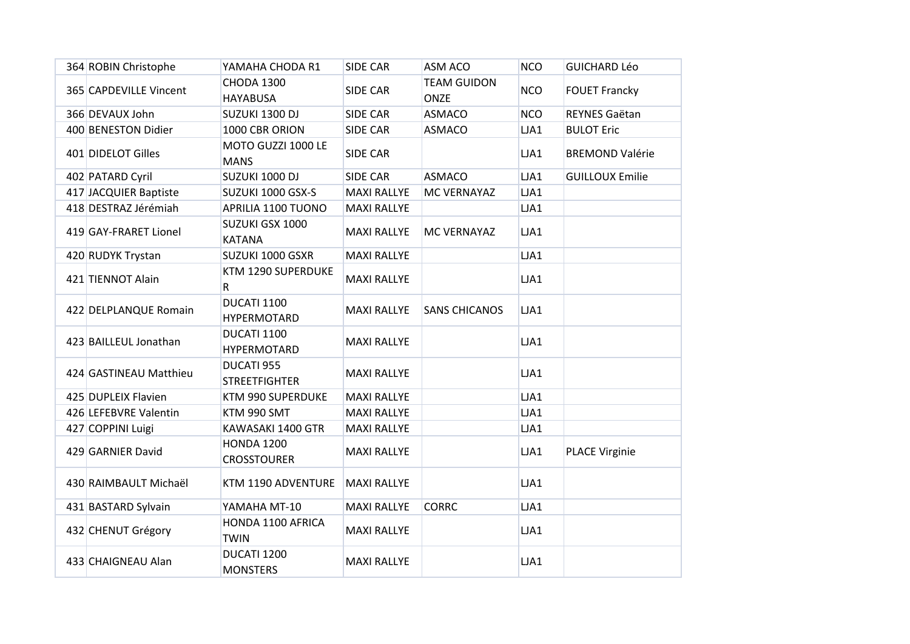| | | | | | | |
|---|---|---|---|---|---|---|
| 364 | ROBIN Christophe | YAMAHA CHODA R1 | SIDE CAR | ASM ACO | NCO | GUICHARD Léo |
| 365 | CAPDEVILLE Vincent | CHODA 1300 HAYABUSA | SIDE CAR | TEAM GUIDON ONZE | NCO | FOUET Francky |
| 366 | DEVAUX John | SUZUKI 1300 DJ | SIDE CAR | ASMACO | NCO | REYNES Gaëtan |
| 400 | BENESTON Didier | 1000 CBR ORION | SIDE CAR | ASMACO | LJA1 | BULOT Eric |
| 401 | DIDELOT Gilles | MOTO GUZZI 1000 LE MANS | SIDE CAR | | LJA1 | BREMOND Valérie |
| 402 | PATARD Cyril | SUZUKI 1000 DJ | SIDE CAR | ASMACO | LJA1 | GUILLOUX Emilie |
| 417 | JACQUIER Baptiste | SUZUKI 1000 GSX-S | MAXI RALLYE | MC VERNAYAZ | LJA1 | |
| 418 | DESTRAZ Jérémiah | APRILIA 1100 TUONO | MAXI RALLYE | | LJA1 | |
| 419 | GAY-FRARET Lionel | SUZUKI GSX 1000 KATANA | MAXI RALLYE | MC VERNAYAZ | LJA1 | |
| 420 | RUDYK Trystan | SUZUKI 1000 GSXR | MAXI RALLYE | | LJA1 | |
| 421 | TIENNOT Alain | KTM 1290 SUPERDUKE R | MAXI RALLYE | | LJA1 | |
| 422 | DELPLANQUE Romain | DUCATI 1100 HYPERMOTARD | MAXI RALLYE | SANS CHICANOS | LJA1 | |
| 423 | BAILLEUL Jonathan | DUCATI 1100 HYPERMOTARD | MAXI RALLYE | | LJA1 | |
| 424 | GASTINEAU Matthieu | DUCATI 955 STREETFIGHTER | MAXI RALLYE | | LJA1 | |
| 425 | DUPLEIX Flavien | KTM 990 SUPERDUKE | MAXI RALLYE | | LJA1 | |
| 426 | LEFEBVRE Valentin | KTM 990 SMT | MAXI RALLYE | | LJA1 | |
| 427 | COPPINI Luigi | KAWASAKI 1400 GTR | MAXI RALLYE | | LJA1 | |
| 429 | GARNIER David | HONDA 1200 CROSSTOURER | MAXI RALLYE | | LJA1 | PLACE Virginie |
| 430 | RAIMBAULT Michaël | KTM 1190 ADVENTURE | MAXI RALLYE | | LJA1 | |
| 431 | BASTARD Sylvain | YAMAHA MT-10 | MAXI RALLYE | CORRC | LJA1 | |
| 432 | CHENUT Grégory | HONDA 1100 AFRICA TWIN | MAXI RALLYE | | LJA1 | |
| 433 | CHAIGNEAU Alan | DUCATI 1200 MONSTERS | MAXI RALLYE | | LJA1 | |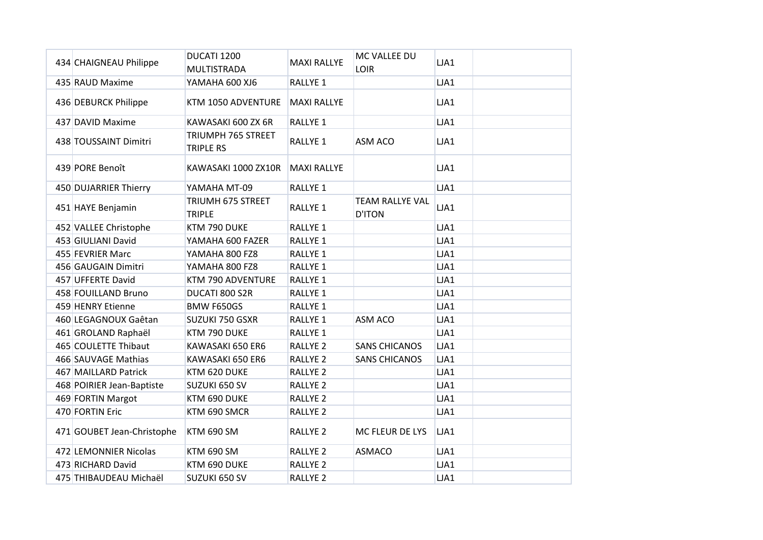| 434 | CHAIGNEAU Philippe | DUCATI 1200 MULTISTRADA | MAXI RALLYE | MC VALLEE DU LOIR | LJA1 | |
|---|---|---|---|---|---|---|
| 435 | RAUD Maxime | YAMAHA 600 XJ6 | RALLYE 1 | | LJA1 | |
| 436 | DEBURCK Philippe | KTM 1050 ADVENTURE | MAXI RALLYE | | LJA1 | |
| 437 | DAVID Maxime | KAWASAKI 600 ZX 6R | RALLYE 1 | | LJA1 | |
| 438 | TOUSSAINT Dimitri | TRIUMPH 765 STREET TRIPLE RS | RALLYE 1 | ASM ACO | LJA1 | |
| 439 | PORE Benoît | KAWASAKI 1000 ZX10R | MAXI RALLYE | | LJA1 | |
| 450 | DUJARRIER Thierry | YAMAHA MT-09 | RALLYE 1 | | LJA1 | |
| 451 | HAYE Benjamin | TRIUMH 675 STREET TRIPLE | RALLYE 1 | TEAM RALLYE VAL D'ITON | LJA1 | |
| 452 | VALLEE Christophe | KTM 790 DUKE | RALLYE 1 | | LJA1 | |
| 453 | GIULIANI David | YAMAHA 600 FAZER | RALLYE 1 | | LJA1 | |
| 455 | FEVRIER Marc | YAMAHA 800 FZ8 | RALLYE 1 | | LJA1 | |
| 456 | GAUGAIN Dimitri | YAMAHA 800 FZ8 | RALLYE 1 | | LJA1 | |
| 457 | UFFERTE David | KTM 790 ADVENTURE | RALLYE 1 | | LJA1 | |
| 458 | FOUILLAND Bruno | DUCATI 800 S2R | RALLYE 1 | | LJA1 | |
| 459 | HENRY Etienne | BMW F650GS | RALLYE 1 | | LJA1 | |
| 460 | LEGAGNOUX Gaêtan | SUZUKI 750 GSXR | RALLYE 1 | ASM ACO | LJA1 | |
| 461 | GROLAND Raphaël | KTM 790 DUKE | RALLYE 1 | | LJA1 | |
| 465 | COULETTE Thibaut | KAWASAKI 650 ER6 | RALLYE 2 | SANS CHICANOS | LJA1 | |
| 466 | SAUVAGE Mathias | KAWASAKI 650 ER6 | RALLYE 2 | SANS CHICANOS | LJA1 | |
| 467 | MAILLARD Patrick | KTM 620 DUKE | RALLYE 2 | | LJA1 | |
| 468 | POIRIER Jean-Baptiste | SUZUKI 650 SV | RALLYE 2 | | LJA1 | |
| 469 | FORTIN Margot | KTM 690 DUKE | RALLYE 2 | | LJA1 | |
| 470 | FORTIN Eric | KTM 690 SMCR | RALLYE 2 | | LJA1 | |
| 471 | GOUBET Jean-Christophe | KTM 690 SM | RALLYE 2 | MC FLEUR DE LYS | LJA1 | |
| 472 | LEMONNIER Nicolas | KTM 690 SM | RALLYE 2 | ASMACO | LJA1 | |
| 473 | RICHARD David | KTM 690 DUKE | RALLYE 2 | | LJA1 | |
| 475 | THIBAUDEAU Michaël | SUZUKI 650 SV | RALLYE 2 | | LJA1 | |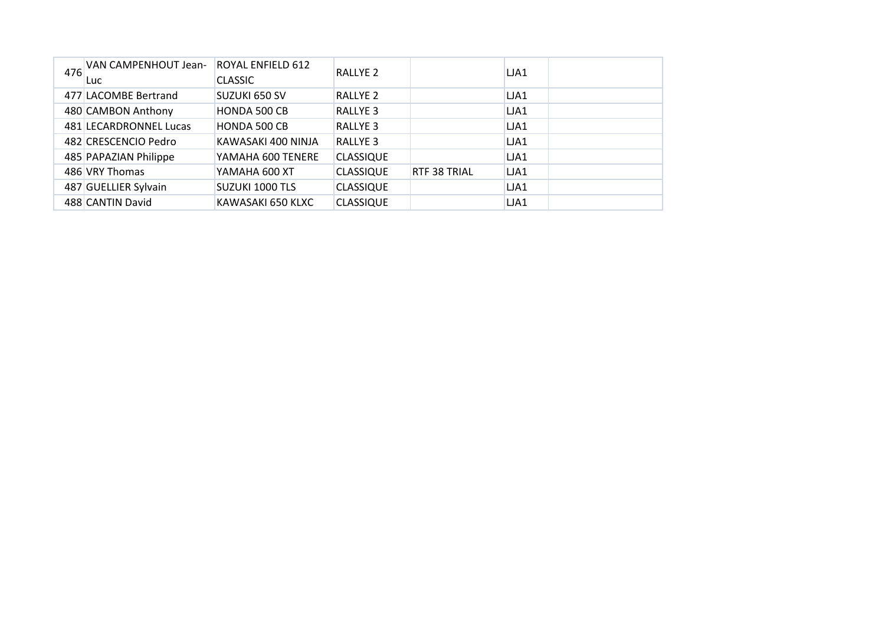| | | | | | | |
|---|---|---|---|---|---|---|
| 476 | VAN CAMPENHOUT Jean-Luc | ROYAL ENFIELD 612 CLASSIC | RALLYE 2 | | LJA1 | |
| 477 | LACOMBE Bertrand | SUZUKI 650 SV | RALLYE 2 | | LJA1 | |
| 480 | CAMBON Anthony | HONDA 500 CB | RALLYE 3 | | LJA1 | |
| 481 | LECARDRONNEL Lucas | HONDA 500 CB | RALLYE 3 | | LJA1 | |
| 482 | CRESCENCIO Pedro | KAWASAKI 400 NINJA | RALLYE 3 | | LJA1 | |
| 485 | PAPAZIAN Philippe | YAMAHA 600 TENERE | CLASSIQUE | | LJA1 | |
| 486 | VRY Thomas | YAMAHA 600 XT | CLASSIQUE | RTF 38 TRIAL | LJA1 | |
| 487 | GUELLIER Sylvain | SUZUKI 1000 TLS | CLASSIQUE | | LJA1 | |
| 488 | CANTIN David | KAWASAKI 650 KLXC | CLASSIQUE | | LJA1 | |